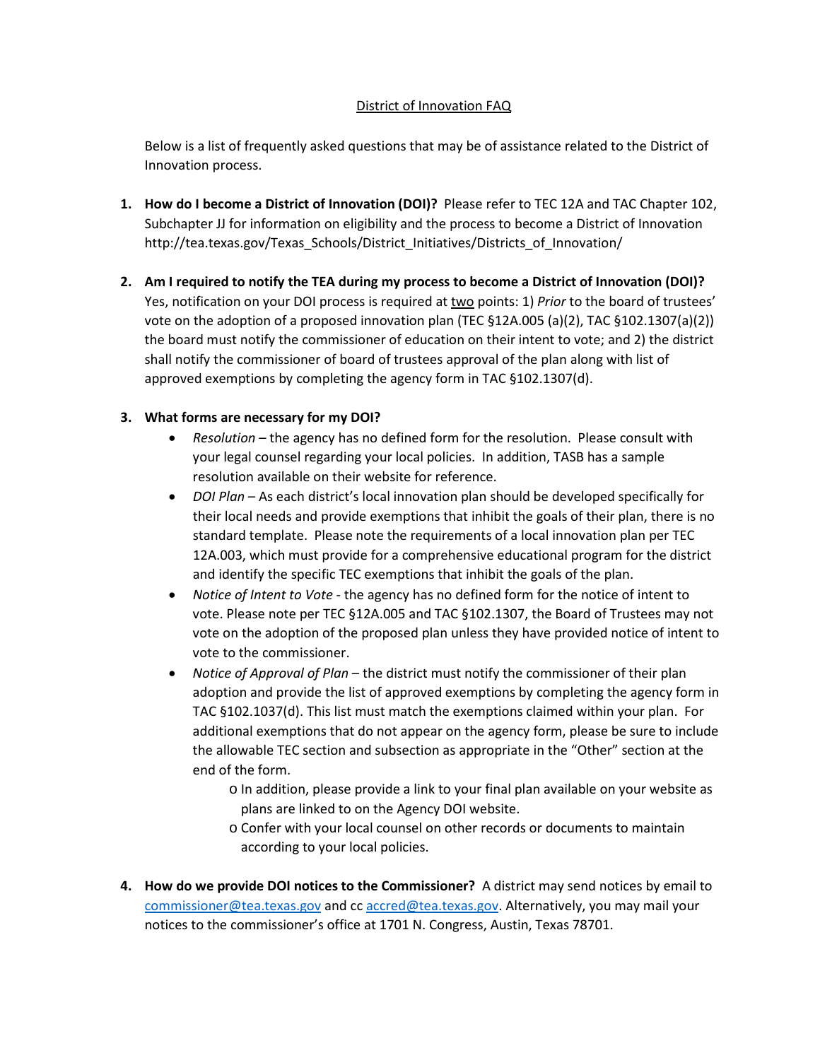# District of Innovation FAQ

Below is a list of frequently asked questions that may be of assistance related to the District of Innovation process.

1. **How do I become a District of Innovation (DOI)?** Please refer to TEC 12A and TAC Chapter 102, Subchapter JJ for information on eligibility and the process to become a District of Innovation http://tea.texas.gov/Texas_Schools/District_Initiatives/Districts_of_Innovation/

2. **Am I required to notify the TEA during my process to become a District of Innovation (DOI)?** Yes, notification on your DOI process is required at two points: 1) *Prior* to the board of trustees' vote on the adoption of a proposed innovation plan (TEC §12A.005 (a)(2), TAC §102.1307(a)(2)) the board must notify the commissioner of education on their intent to vote; and 2) the district shall notify the commissioner of board of trustees approval of the plan along with list of approved exemptions by completing the agency form in TAC §102.1307(d).

3. **What forms are necessary for my DOI?**
   - *Resolution* – the agency has no defined form for the resolution. Please consult with your legal counsel regarding your local policies. In addition, TASB has a sample resolution available on their website for reference.
   - *DOI Plan* – As each district's local innovation plan should be developed specifically for their local needs and provide exemptions that inhibit the goals of their plan, there is no standard template. Please note the requirements of a local innovation plan per TEC 12A.003, which must provide for a comprehensive educational program for the district and identify the specific TEC exemptions that inhibit the goals of the plan.
   - *Notice of Intent to Vote* - the agency has no defined form for the notice of intent to vote. Please note per TEC §12A.005 and TAC §102.1307, the Board of Trustees may not vote on the adoption of the proposed plan unless they have provided notice of intent to vote to the commissioner.
   - *Notice of Approval of Plan* – the district must notify the commissioner of their plan adoption and provide the list of approved exemptions by completing the agency form in TAC §102.1037(d). This list must match the exemptions claimed within your plan. For additional exemptions that do not appear on the agency form, please be sure to include the allowable TEC section and subsection as appropriate in the "Other" section at the end of the form.
     - In addition, please provide a link to your final plan available on your website as plans are linked to on the Agency DOI website.
     - Confer with your local counsel on other records or documents to maintain according to your local policies.

4. **How do we provide DOI notices to the Commissioner?** A district may send notices by email to commissioner@tea.texas.gov and cc accred@tea.texas.gov. Alternatively, you may mail your notices to the commissioner's office at 1701 N. Congress, Austin, Texas 78701.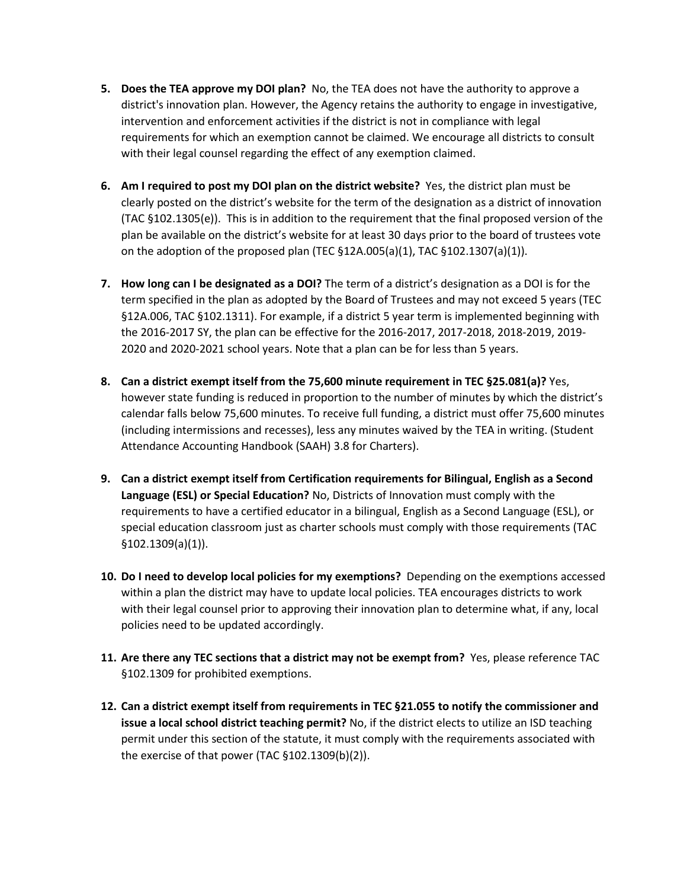5. **Does the TEA approve my DOI plan?** No, the TEA does not have the authority to approve a district's innovation plan. However, the Agency retains the authority to engage in investigative, intervention and enforcement activities if the district is not in compliance with legal requirements for which an exemption cannot be claimed. We encourage all districts to consult with their legal counsel regarding the effect of any exemption claimed.

6. **Am I required to post my DOI plan on the district website?** Yes, the district plan must be clearly posted on the district's website for the term of the designation as a district of innovation (TAC §102.1305(e)). This is in addition to the requirement that the final proposed version of the plan be available on the district's website for at least 30 days prior to the board of trustees vote on the adoption of the proposed plan (TEC §12A.005(a)(1), TAC §102.1307(a)(1)).

7. **How long can I be designated as a DOI?** The term of a district's designation as a DOI is for the term specified in the plan as adopted by the Board of Trustees and may not exceed 5 years (TEC §12A.006, TAC §102.1311). For example, if a district 5 year term is implemented beginning with the 2016-2017 SY, the plan can be effective for the 2016-2017, 2017-2018, 2018-2019, 2019-2020 and 2020-2021 school years. Note that a plan can be for less than 5 years.

8. **Can a district exempt itself from the 75,600 minute requirement in TEC §25.081(a)?** Yes, however state funding is reduced in proportion to the number of minutes by which the district's calendar falls below 75,600 minutes. To receive full funding, a district must offer 75,600 minutes (including intermissions and recesses), less any minutes waived by the TEA in writing. (Student Attendance Accounting Handbook (SAAH) 3.8 for Charters).

9. **Can a district exempt itself from Certification requirements for Bilingual, English as a Second Language (ESL) or Special Education?** No, Districts of Innovation must comply with the requirements to have a certified educator in a bilingual, English as a Second Language (ESL), or special education classroom just as charter schools must comply with those requirements (TAC §102.1309(a)(1)).

10. **Do I need to develop local policies for my exemptions?** Depending on the exemptions accessed within a plan the district may have to update local policies. TEA encourages districts to work with their legal counsel prior to approving their innovation plan to determine what, if any, local policies need to be updated accordingly.

11. **Are there any TEC sections that a district may not be exempt from?** Yes, please reference TAC §102.1309 for prohibited exemptions.

12. **Can a district exempt itself from requirements in TEC §21.055 to notify the commissioner and issue a local school district teaching permit?** No, if the district elects to utilize an ISD teaching permit under this section of the statute, it must comply with the requirements associated with the exercise of that power (TAC §102.1309(b)(2)).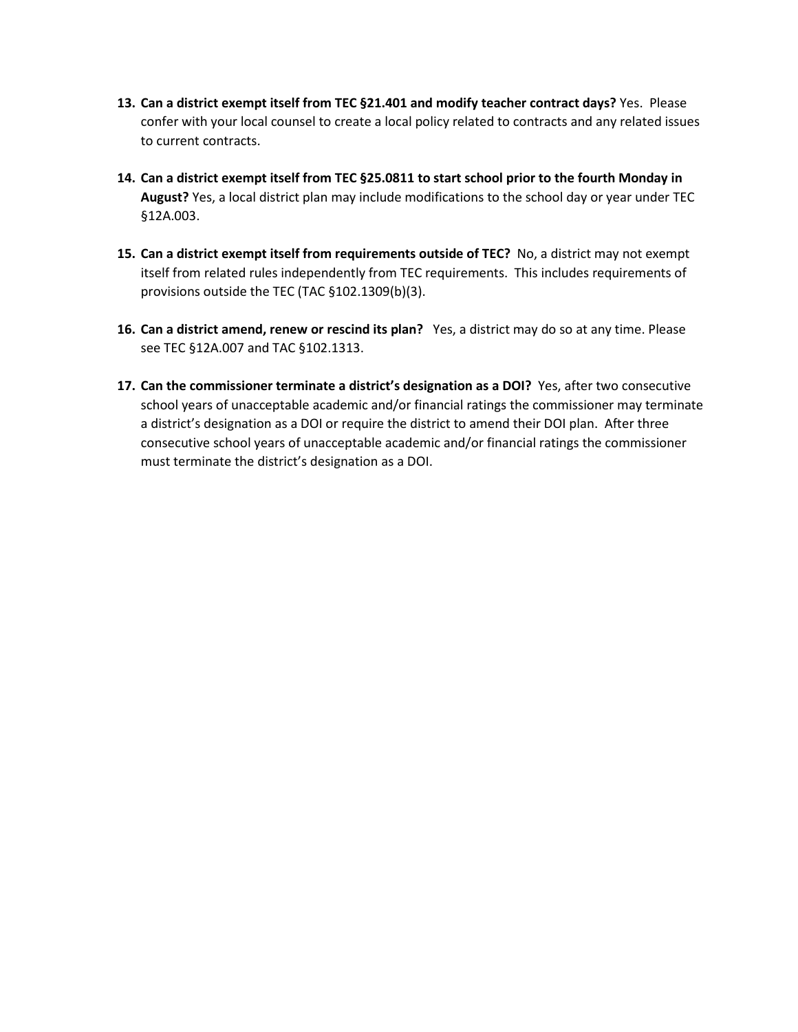13. **Can a district exempt itself from TEC §21.401 and modify teacher contract days?** Yes. Please confer with your local counsel to create a local policy related to contracts and any related issues to current contracts.

14. **Can a district exempt itself from TEC §25.0811 to start school prior to the fourth Monday in August?** Yes, a local district plan may include modifications to the school day or year under TEC §12A.003.

15. **Can a district exempt itself from requirements outside of TEC?** No, a district may not exempt itself from related rules independently from TEC requirements. This includes requirements of provisions outside the TEC (TAC §102.1309(b)(3).

16. **Can a district amend, renew or rescind its plan?** Yes, a district may do so at any time. Please see TEC §12A.007 and TAC §102.1313.

17. **Can the commissioner terminate a district's designation as a DOI?** Yes, after two consecutive school years of unacceptable academic and/or financial ratings the commissioner may terminate a district's designation as a DOI or require the district to amend their DOI plan. After three consecutive school years of unacceptable academic and/or financial ratings the commissioner must terminate the district's designation as a DOI.